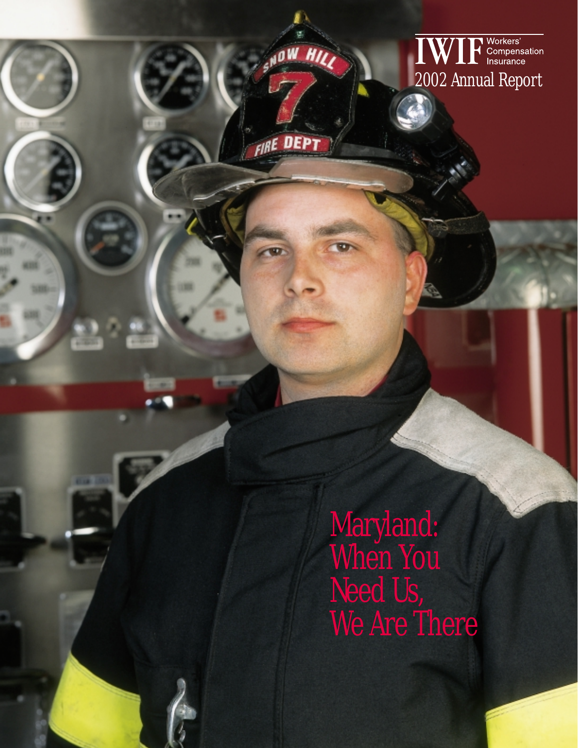# IWIF Workers' Compensation Insurance

## 2002 Annual Report

# Maryland: When You Need Us, We Are There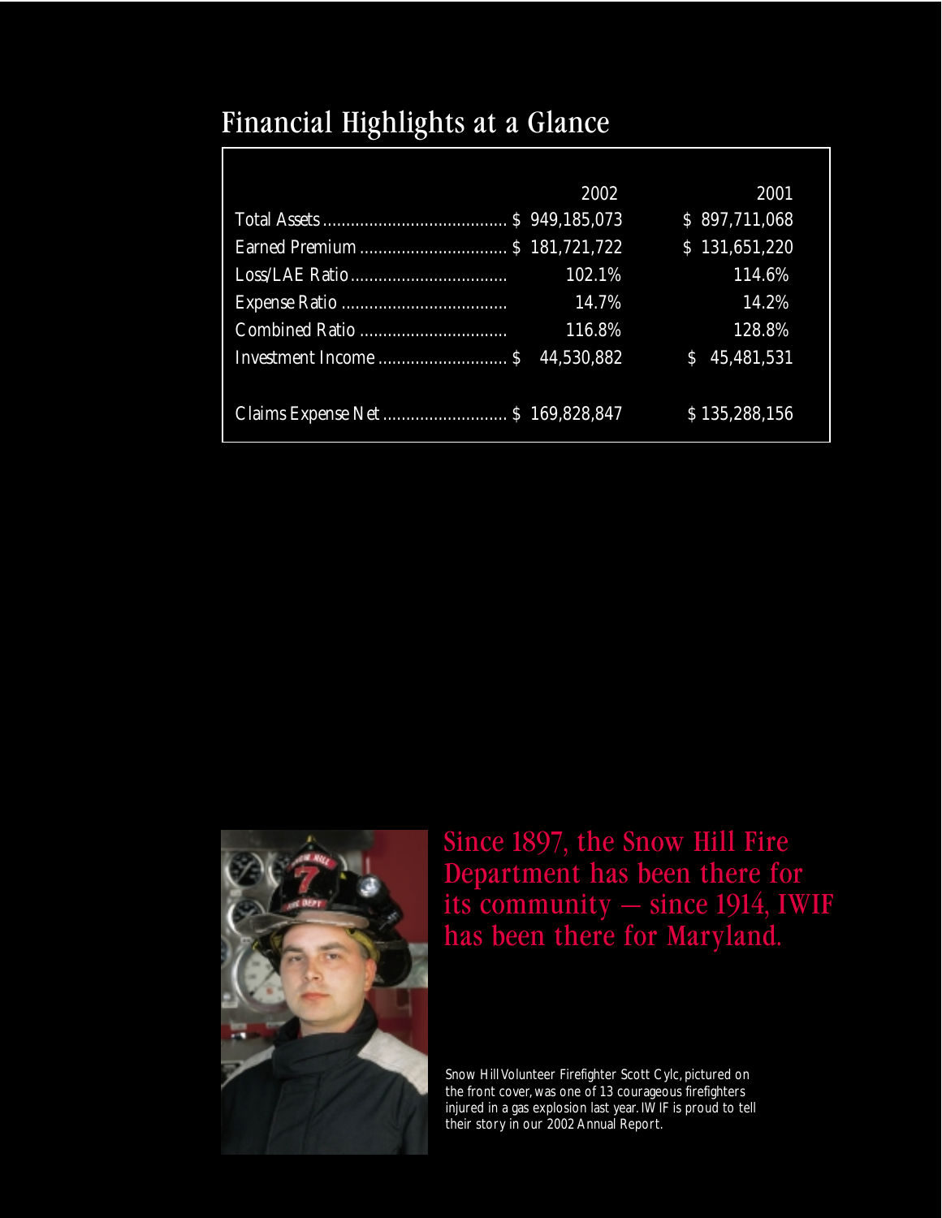## Financial Highlights at a Glance

| | 2002 | 2001 |
|---|---|---|
| Total Assets | $ 949,185,073 | $ 897,711,068 |
| Earned Premium | $ 181,721,722 | $ 131,651,220 |
| Loss/LAE Ratio | 102.1% | 114.6% |
| Expense Ratio | 14.7% | 14.2% |
| Combined Ratio | 116.8% | 128.8% |
| Investment Income | $ 44,530,882 | $ 45,481,531 |
| Claims Expense Net | $ 169,828,847 | $ 135,288,156 |

Since 1897, the Snow Hill Fire Department has been there for its community — since 1914, IWIF has been there for Maryland.

Snow Hill Volunteer Firefighter Scott Cylc, pictured on the front cover, was one of 13 courageous firefighters injured in a gas explosion last year. IWIF is proud to tell their story in our 2002 Annual Report.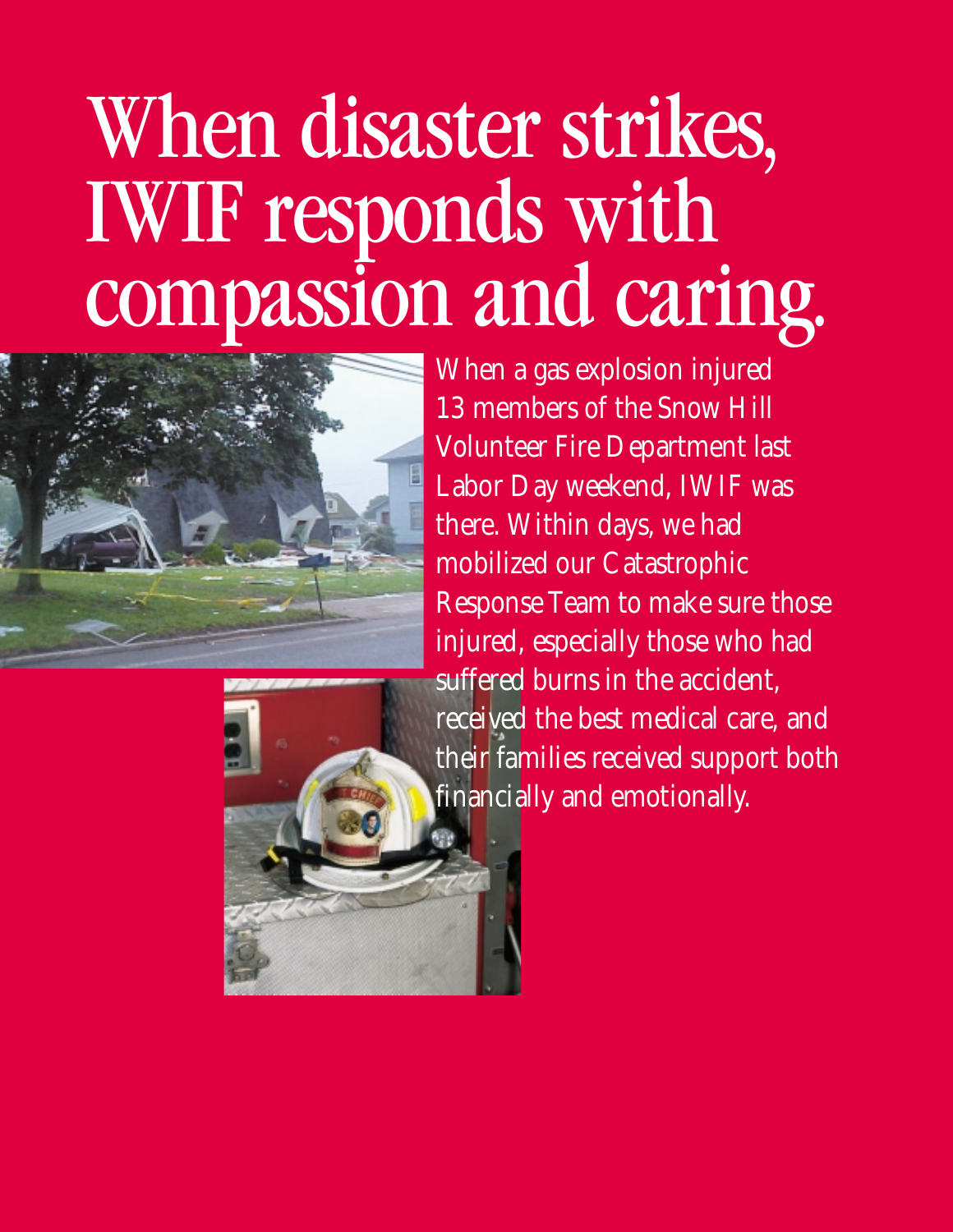# When disaster strikes, IWIF responds with compassion and caring.

When a gas explosion injured 13 members of the Snow Hill Volunteer Fire Department last Labor Day weekend, IWIF was there. Within days, we had mobilized our Catastrophic Response Team to make sure those injured, especially those who had suffered burns in the accident, received the best medical care, and their families received support both financially and emotionally.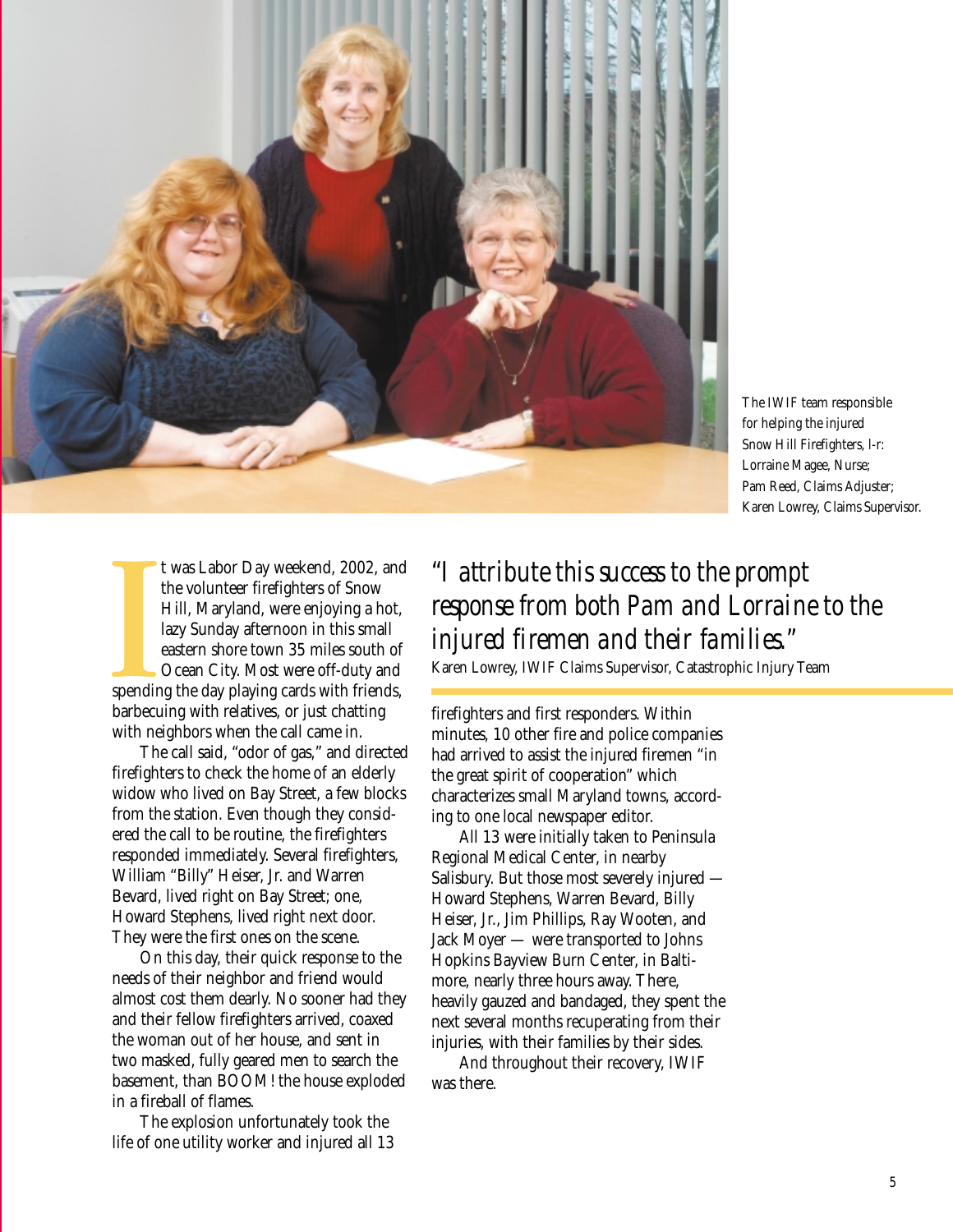The IWIF team responsible for helping the injured Snow Hill Firefighters, l-r: Lorraine Magee, Nurse; Pam Reed, Claims Adjuster; Karen Lowrey, Claims Supervisor.

It was Labor Day weekend, 2002, and the volunteer firefighters of Snow Hill, Maryland, were enjoying a hot, lazy Sunday afternoon in this small eastern shore town 35 miles south of Ocean City. Most were off-duty and spending the day playing cards with friends, barbecuing with relatives, or just chatting with neighbors when the call came in.

The call said, "odor of gas," and directed firefighters to check the home of an elderly widow who lived on Bay Street, a few blocks from the station. Even though they considered the call to be routine, the firefighters responded immediately. Several firefighters, William "Billy" Heiser, Jr. and Warren Bevard, lived right on Bay Street; one, Howard Stephens, lived right next door. They were the first ones on the scene.

On this day, their quick response to the needs of their neighbor and friend would almost cost them dearly. No sooner had they and their fellow firefighters arrived, coaxed the woman out of her house, and sent in two masked, fully geared men to search the basement, than BOOM! the house exploded in a fireball of flames.

The explosion unfortunately took the life of one utility worker and injured all 13 firefighters and first responders. Within minutes, 10 other fire and police companies had arrived to assist the injured firemen "in the great spirit of cooperation" which characterizes small Maryland towns, according to one local newspaper editor.

All 13 were initially taken to Peninsula Regional Medical Center, in nearby Salisbury. But those most severely injured — Howard Stephens, Warren Bevard, Billy Heiser, Jr., Jim Phillips, Ray Wooten, and Jack Moyer — were transported to Johns Hopkins Bayview Burn Center, in Baltimore, nearly three hours away. There, heavily gauzed and bandaged, they spent the next several months recuperating from their injuries, with their families by their sides.

And throughout their recovery, IWIF was there.

> *"I attribute this success to the prompt response from both Pam and Lorraine to the injured firemen and their families."*
>
> Karen Lowrey, IWIF Claims Supervisor, Catastrophic Injury Team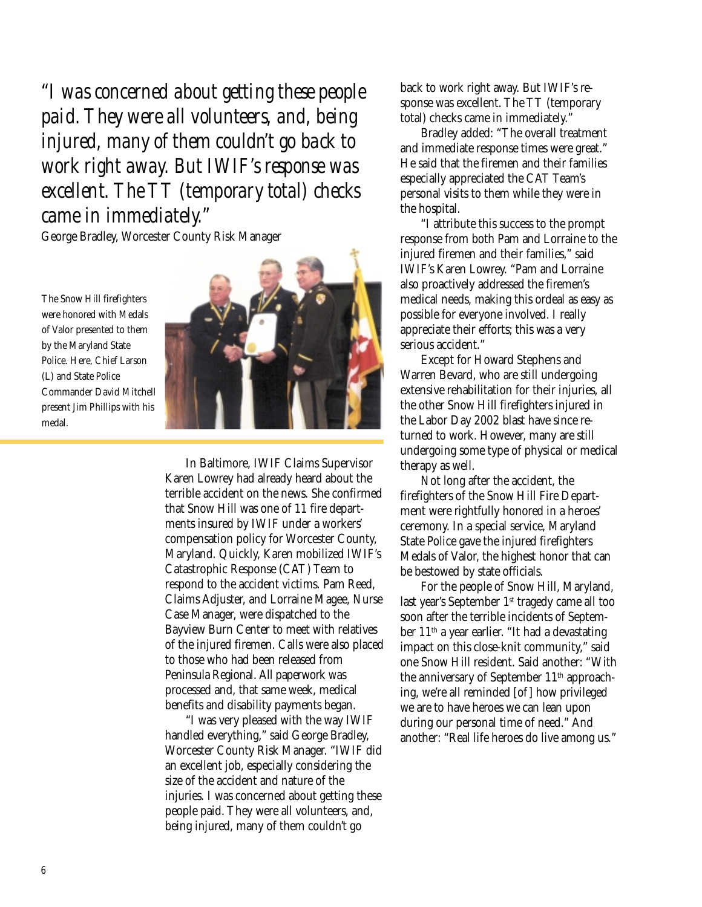*"I was concerned about getting these people paid. They were all volunteers, and, being injured, many of them couldn't go back to work right away. But IWIF's response was excellent. The TT (temporary total) checks came in immediately."*

George Bradley, Worcester County Risk Manager

The Snow Hill firefighters were honored with Medals of Valor presented to them by the Maryland State Police. Here, Chief Larson (L) and State Police Commander David Mitchell present Jim Phillips with his medal.

In Baltimore, IWIF Claims Supervisor Karen Lowrey had already heard about the terrible accident on the news. She confirmed that Snow Hill was one of 11 fire departments insured by IWIF under a workers' compensation policy for Worcester County, Maryland. Quickly, Karen mobilized IWIF's Catastrophic Response (CAT) Team to respond to the accident victims. Pam Reed, Claims Adjuster, and Lorraine Magee, Nurse Case Manager, were dispatched to the Bayview Burn Center to meet with relatives of the injured firemen. Calls were also placed to those who had been released from Peninsula Regional. All paperwork was processed and, that same week, medical benefits and disability payments began.

"I was very pleased with the way IWIF handled everything," said George Bradley, Worcester County Risk Manager. "IWIF did an excellent job, especially considering the size of the accident and nature of the injuries. I was concerned about getting these people paid. They were all volunteers, and, being injured, many of them couldn't go back to work right away. But IWIF's response was excellent. The TT (temporary total) checks came in immediately."

Bradley added: "The overall treatment and immediate response times were great." He said that the firemen and their families especially appreciated the CAT Team's personal visits to them while they were in the hospital.

"I attribute this success to the prompt response from both Pam and Lorraine to the injured firemen and their families," said IWIF's Karen Lowrey. "Pam and Lorraine also proactively addressed the firemen's medical needs, making this ordeal as easy as possible for everyone involved. I really appreciate their efforts; this was a very serious accident."

Except for Howard Stephens and Warren Bevard, who are still undergoing extensive rehabilitation for their injuries, all the other Snow Hill firefighters injured in the Labor Day 2002 blast have since returned to work. However, many are still undergoing some type of physical or medical therapy as well.

Not long after the accident, the firefighters of the Snow Hill Fire Department were rightfully honored in a heroes' ceremony. In a special service, Maryland State Police gave the injured firefighters Medals of Valor, the highest honor that can be bestowed by state officials.

For the people of Snow Hill, Maryland, last year's September 1st tragedy came all too soon after the terrible incidents of September 11th a year earlier. "It had a devastating impact on this close-knit community," said one Snow Hill resident. Said another: "With the anniversary of September 11th approaching, we're all reminded [of] how privileged we are to have heroes we can lean upon during our personal time of need." And another: "Real life heroes do live among us."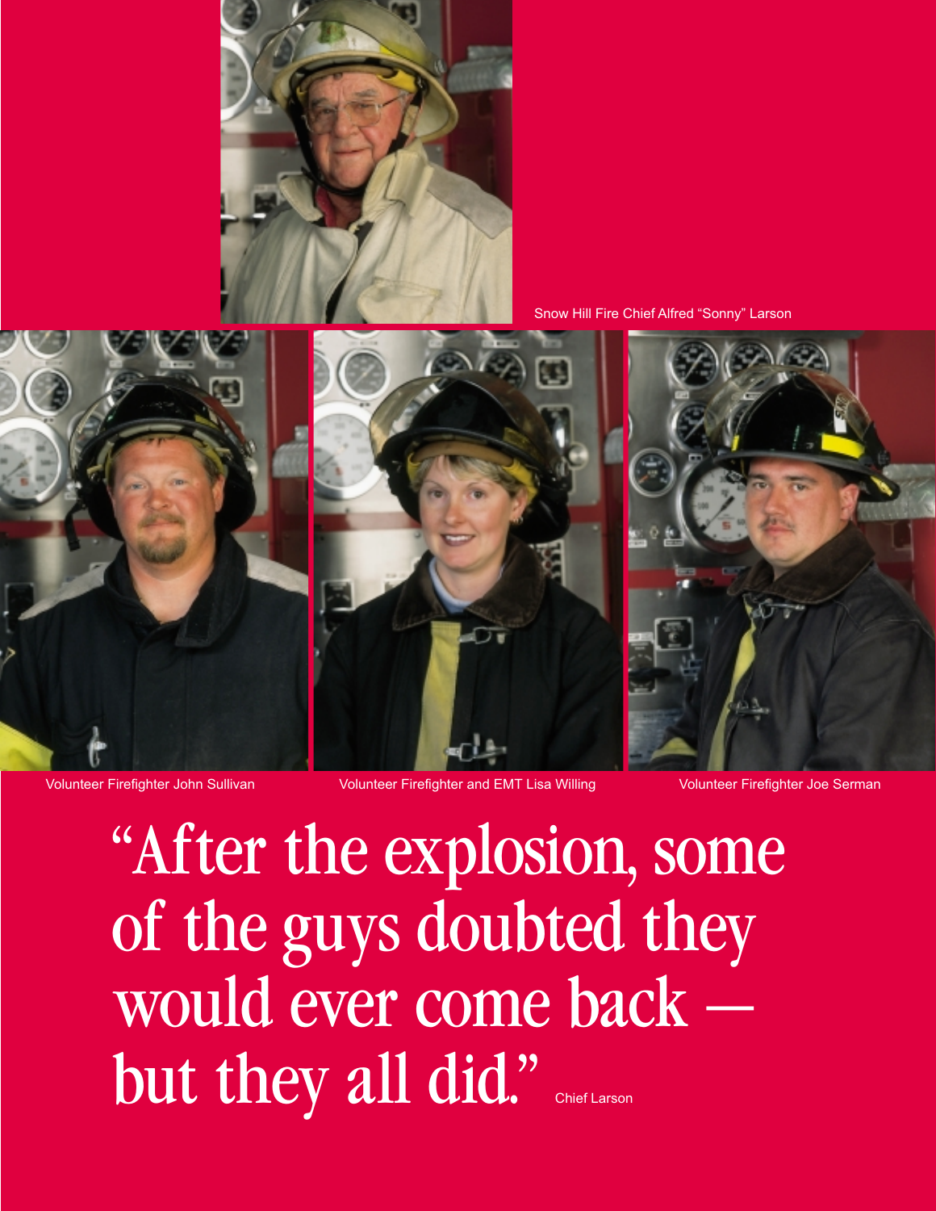Snow Hill Fire Chief Alfred “Sonny” Larson

Volunteer Firefighter John Sullivan

Volunteer Firefighter and EMT Lisa Willing

Volunteer Firefighter Joe Serman

# “After the explosion, some of the guys doubted they would ever come back — but they all did.”

Chief Larson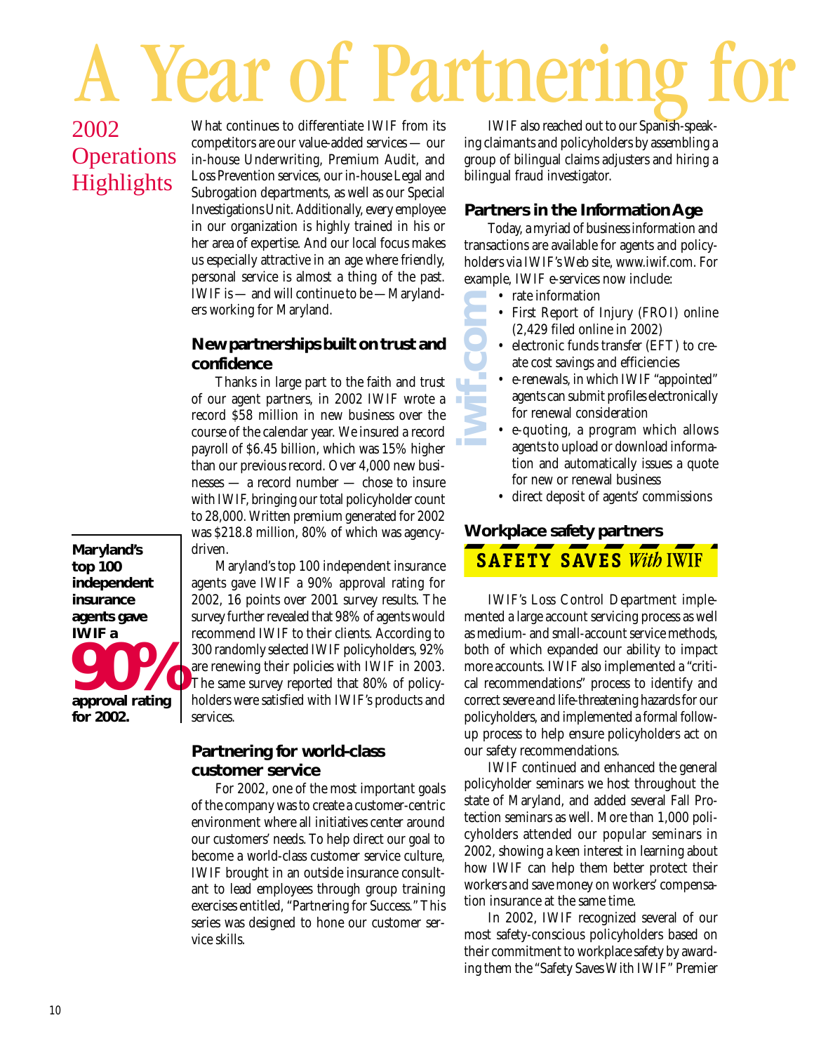# A Year of Partnering for

## 2002 Operations Highlights

What continues to differentiate IWIF from its competitors are our value-added services — our in-house Underwriting, Premium Audit, and Loss Prevention services, our in-house Legal and Subrogation departments, as well as our Special Investigations Unit. Additionally, every employee in our organization is highly trained in his or her area of expertise. And our local focus makes us especially attractive in an age where friendly, personal service is almost a thing of the past. IWIF is — and will continue to be — Marylanders working for Maryland.

### New partnerships built on trust and confidence

Thanks in large part to the faith and trust of our agent partners, in 2002 IWIF wrote a record $58 million in new business over the course of the calendar year. We insured a record payroll of $6.45 billion, which was 15% higher than our previous record. Over 4,000 new businesses — a record number — chose to insure with IWIF, bringing our total policyholder count to 28,000. Written premium generated for 2002 was $218.8 million, 80% of which was agency-driven.

Maryland's top 100 independent insurance agents gave IWIF a 90% approval rating for 2002, 16 points over 2001 survey results. The survey further revealed that 98% of agents would recommend IWIF to their clients. According to 300 randomly selected IWIF policyholders, 92% are renewing their policies with IWIF in 2003. The same survey reported that 80% of policyholders were satisfied with IWIF's products and services.

**Maryland's top 100 independent insurance agents gave IWIF a 90% approval rating for 2002.**

### Partnering for world-class customer service

For 2002, one of the most important goals of the company was to create a customer-centric environment where all initiatives center around our customers' needs. To help direct our goal to become a world-class customer service culture, IWIF brought in an outside insurance consultant to lead employees through group training exercises entitled, "Partnering for Success." This series was designed to hone our customer service skills.

IWIF also reached out to our Spanish-speaking claimants and policyholders by assembling a group of bilingual claims adjusters and hiring a bilingual fraud investigator.

### Partners in the Information Age

Today, a myriad of business information and transactions are available for agents and policyholders via IWIF's Web site, www.iwif.com. For example, IWIF e-services now include:

- rate information
- First Report of Injury (FROI) online (2,429 filed online in 2002)
- electronic funds transfer (EFT) to create cost savings and efficiencies
- e-renewals, in which IWIF "appointed" agents can submit profiles electronically for renewal consideration
- e-quoting, a program which allows agents to upload or download information and automatically issues a quote for new or renewal business
- direct deposit of agents' commissions

iwif.com

### Workplace safety partners

**SAFETY SAVES *With* IWIF**

IWIF's Loss Control Department implemented a large account servicing process as well as medium- and small-account service methods, both of which expanded our ability to impact more accounts. IWIF also implemented a "critical recommendations" process to identify and correct severe and life-threatening hazards for our policyholders, and implemented a formal follow-up process to help ensure policyholders act on our safety recommendations.

IWIF continued and enhanced the general policyholder seminars we host throughout the state of Maryland, and added several Fall Protection seminars as well. More than 1,000 policyholders attended our popular seminars in 2002, showing a keen interest in learning about how IWIF can help them better protect their workers and save money on workers' compensation insurance at the same time.

In 2002, IWIF recognized several of our most safety-conscious policyholders based on their commitment to workplace safety by awarding them the "Safety Saves With IWIF" Premier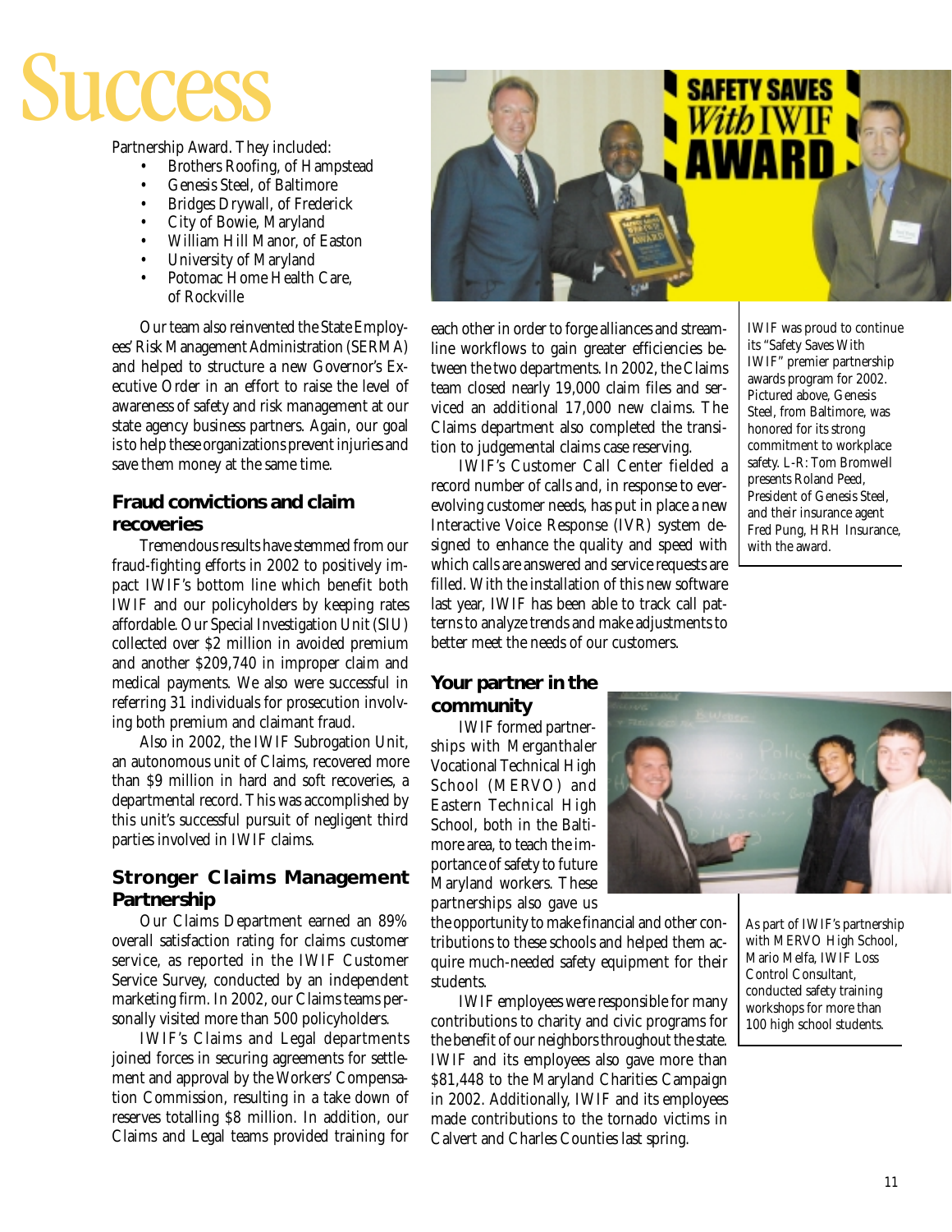# Success

Partnership Award. They included:

- Brothers Roofing, of Hampstead
- Genesis Steel, of Baltimore
- Bridges Drywall, of Frederick
- City of Bowie, Maryland
- William Hill Manor, of Easton
- University of Maryland
- Potomac Home Health Care, of Rockville

Our team also reinvented the State Employees' Risk Management Administration (SERMA) and helped to structure a new Governor's Executive Order in an effort to raise the level of awareness of safety and risk management at our state agency business partners. Again, our goal is to help these organizations prevent injuries and save them money at the same time.

### Fraud convictions and claim recoveries

Tremendous results have stemmed from our fraud-fighting efforts in 2002 to positively impact IWIF's bottom line which benefit both IWIF and our policyholders by keeping rates affordable. Our Special Investigation Unit (SIU) collected over $2 million in avoided premium and another $209,740 in improper claim and medical payments. We also were successful in referring 31 individuals for prosecution involving both premium and claimant fraud.

Also in 2002, the IWIF Subrogation Unit, an autonomous unit of Claims, recovered more than $9 million in hard and soft recoveries, a departmental record. This was accomplished by this unit's successful pursuit of negligent third parties involved in IWIF claims.

### Stronger Claims Management Partnership

Our Claims Department earned an 89% overall satisfaction rating for claims customer service, as reported in the IWIF Customer Service Survey, conducted by an independent marketing firm. In 2002, our Claims teams personally visited more than 500 policyholders.

IWIF's Claims and Legal departments joined forces in securing agreements for settlement and approval by the Workers' Compensation Commission, resulting in a take down of reserves totalling $8 million. In addition, our Claims and Legal teams provided training for each other in order to forge alliances and streamline workflows to gain greater efficiencies between the two departments. In 2002, the Claims team closed nearly 19,000 claim files and serviced an additional 17,000 new claims. The Claims department also completed the transition to judgemental claims case reserving.

IWIF's Customer Call Center fielded a record number of calls and, in response to ever-evolving customer needs, has put in place a new Interactive Voice Response (IVR) system designed to enhance the quality and speed with which calls are answered and service requests are filled. With the installation of this new software last year, IWIF has been able to track call patterns to analyze trends and make adjustments to better meet the needs of our customers.

IWIF was proud to continue its "Safety Saves With IWIF" premier partnership awards program for 2002. Pictured above, Genesis Steel, from Baltimore, was honored for its strong commitment to workplace safety. L-R: Tom Bromwell presents Roland Peed, President of Genesis Steel, and their insurance agent Fred Pung, HRH Insurance, with the award.

### Your partner in the community

IWIF formed partnerships with Merganthaler Vocational Technical High School (MERVO) and Eastern Technical High School, both in the Baltimore area, to teach the importance of safety to future Maryland workers. These partnerships also gave us the opportunity to make financial and other contributions to these schools and helped them acquire much-needed safety equipment for their students.

IWIF employees were responsible for many contributions to charity and civic programs for the benefit of our neighbors throughout the state. IWIF and its employees also gave more than $81,448 to the Maryland Charities Campaign in 2002. Additionally, IWIF and its employees made contributions to the tornado victims in Calvert and Charles Counties last spring.

As part of IWIF's partnership with MERVO High School, Mario Melfa, IWIF Loss Control Consultant, conducted safety training workshops for more than 100 high school students.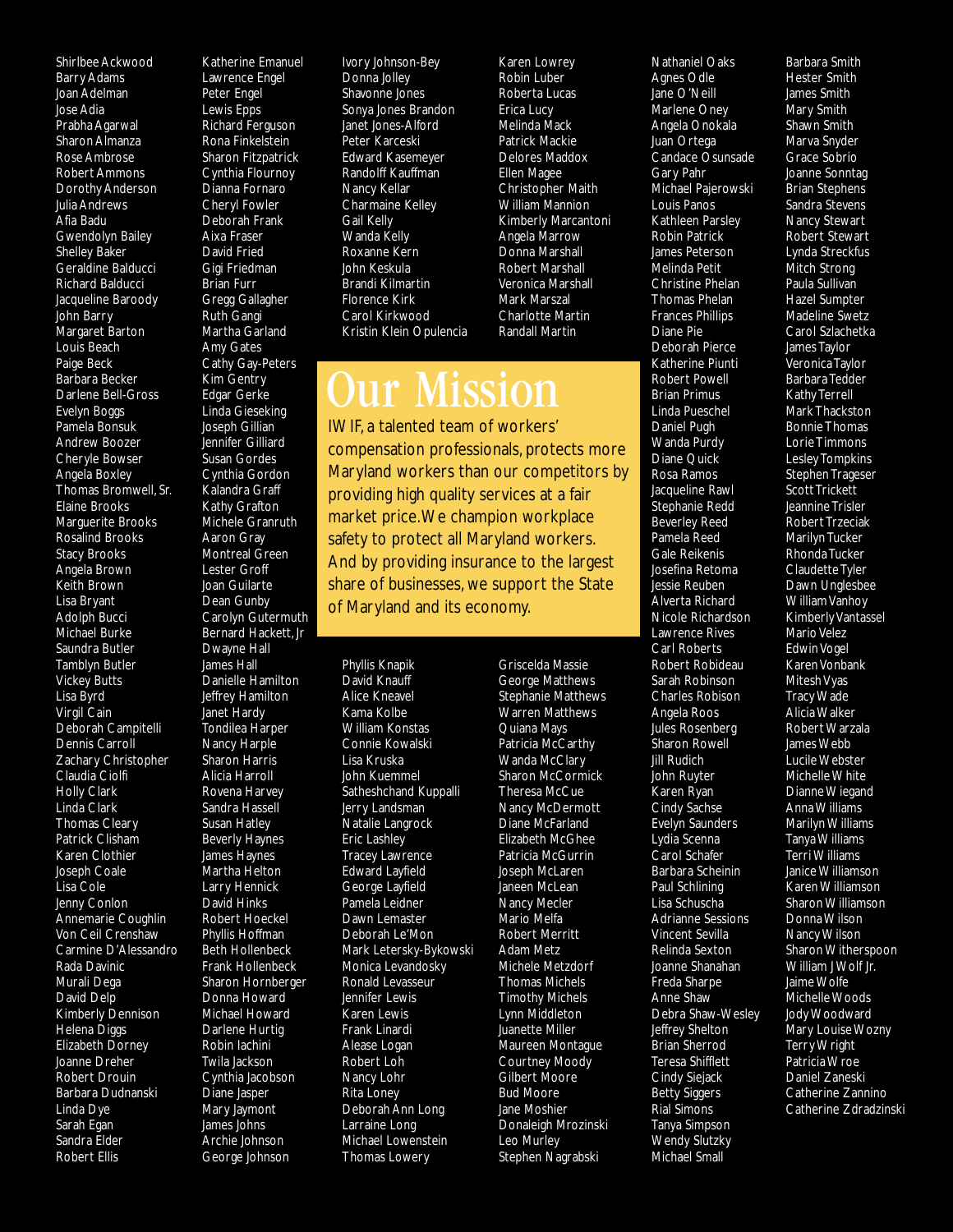Shirlbee Ackwood
Barry Adams
Joan Adelman
Jose Adia
Prabha Agarwal
Sharon Almanza
Rose Ambrose
Robert Ammons
Dorothy Anderson
Julia Andrews
Afia Badu
Gwendolyn Bailey
Shelley Baker
Geraldine Balducci
Richard Balducci
Jacqueline Baroody
John Barry
Margaret Barton
Louis Beach
Paige Beck
Barbara Becker
Darlene Bell-Gross
Evelyn Boggs
Pamela Bonsuk
Andrew Boozer
Cheryle Bowser
Angela Boxley
Thomas Bromwell, Sr.
Elaine Brooks
Marguerite Brooks
Rosalind Brooks
Stacy Brooks
Angela Brown
Keith Brown
Lisa Bryant
Adolph Bucci
Michael Burke
Saundra Butler
Tamblyn Butler
Vickey Butts
Lisa Byrd
Virgil Cain
Deborah Campitelli
Dennis Carroll
Zachary Christopher
Claudia Ciolfi
Holly Clark
Linda Clark
Thomas Cleary
Patrick Clisham
Karen Clothier
Joseph Coale
Lisa Cole
Jenny Conlon
Annemarie Coughlin
Von Ceil Crenshaw
Carmine D'Alessandro
Rada Davinic
Murali Dega
David Delp
Kimberly Dennison
Helena Diggs
Elizabeth Dorney
Joanne Dreher
Robert Drouin
Barbara Dudnanski
Linda Dye
Sarah Egan
Sandra Elder
Robert Ellis

Katherine Emanuel
Lawrence Engel
Peter Engel
Lewis Epps
Richard Ferguson
Rona Finkelstein
Sharon Fitzpatrick
Cynthia Flournoy
Dianna Fornaro
Cheryl Fowler
Deborah Frank
Aixa Fraser
David Fried
Gigi Friedman
Brian Furr
Gregg Gallagher
Ruth Gangi
Martha Garland
Amy Gates
Cathy Gay-Peters
Kim Gentry
Edgar Gerke
Linda Gieseking
Joseph Gillian
Jennifer Gilliard
Susan Gordes
Cynthia Gordon
Kalandra Graff
Kathy Grafton
Michele Granruth
Aaron Gray
Montreal Green
Lester Groff
Joan Guilarte
Dean Gunby
Carolyn Gutermuth
Bernard Hackett, Jr
Dwayne Hall
James Hall
Danielle Hamilton
Jeffrey Hamilton
Janet Hardy
Tondilea Harper
Nancy Harple
Sharon Harris
Alicia Harroll
Rovena Harvey
Sandra Hassell
Susan Hatley
Beverly Haynes
James Haynes
Martha Helton
Larry Hennick
David Hinks
Robert Hoeckel
Phyllis Hoffman
Beth Hollenbeck
Frank Hollenbeck
Sharon Hornberger
Donna Howard
Michael Howard
Darlene Hurtig
Robin Iachini
Twila Jackson
Cynthia Jacobson
Diane Jasper
Mary Jaymont
James Johns
Archie Johnson
George Johnson

Ivory Johnson-Bey
Donna Jolley
Shavonne Jones
Sonya Jones Brandon
Janet Jones-Alford
Peter Karceski
Edward Kasemeyer
Randolff Kauffman
Nancy Kellar
Charmaine Kelley
Gail Kelly
Wanda Kelly
Roxanne Kern
John Keskula
Brandi Kilmartin
Florence Kirk
Carol Kirkwood
Kristin Klein Opulencia

Karen Lowrey
Robin Luber
Roberta Lucas
Erica Lucy
Melinda Mack
Patrick Mackie
Delores Maddox
Ellen Magee
Christopher Maith
William Mannion
Kimberly Marcantoni
Angela Marrow
Donna Marshall
Robert Marshall
Veronica Marshall
Mark Marszal
Charlotte Martin
Randall Martin

# Our Mission

IWIF, a talented team of workers' compensation professionals, protects more Maryland workers than our competitors by providing high quality services at a fair market price. We champion workplace safety to protect all Maryland workers. And by providing insurance to the largest share of businesses, we support the State of Maryland and its economy.

Phyllis Knapik
David Knauff
Alice Kneavel
Kama Kolbe
William Konstas
Connie Kowalski
Lisa Kruska
John Kuemmel
Satheshchand Kuppalli
Jerry Landsman
Natalie Langrock
Eric Lashley
Tracey Lawrence
Edward Layfield
George Layfield
Pamela Leidner
Dawn Lemaster
Deborah Le'Mon
Mark Letersky-Bykowski
Monica Levandosky
Ronald Levasseur
Jennifer Lewis
Karen Lewis
Frank Linardi
Alease Logan
Robert Loh
Nancy Lohr
Rita Loney
Deborah Ann Long
Larraine Long
Michael Lowenstein
Thomas Lowery

Griscelda Massie
George Matthews
Stephanie Matthews
Warren Matthews
Quiana Mays
Patricia McCarthy
Wanda McClary
Sharon McCormick
Theresa McCue
Nancy McDermott
Diane McFarland
Elizabeth McGhee
Patricia McGurrin
Joseph McLaren
Janeen McLean
Nancy Mecler
Mario Melfa
Robert Merritt
Adam Metz
Michele Metzdorf
Thomas Michels
Timothy Michels
Lynn Middleton
Juanette Miller
Maureen Montague
Courtney Moody
Gilbert Moore
Bud Moore
Jane Moshier
Donaleigh Mrozinski
Leo Murley
Stephen Nagrabski

Nathaniel Oaks
Agnes Odle
Jane O'Neill
Marlene Oney
Angela Onokala
Juan Ortega
Candace Osunsade
Gary Pahr
Michael Pajerowski
Louis Panos
Kathleen Parsley
Robin Patrick
James Peterson
Melinda Petit
Christine Phelan
Thomas Phelan
Frances Phillips
Diane Pie
Deborah Pierce
Katherine Piunti
Robert Powell
Brian Primus
Linda Pueschel
Daniel Pugh
Wanda Purdy
Diane Quick
Rosa Ramos
Jacqueline Rawl
Stephanie Redd
Beverley Reed
Pamela Reed
Gale Reikenis
Josefina Retoma
Jessie Reuben
Alverta Richard
Nicole Richardson
Lawrence Rives
Carl Roberts
Robert Robideau
Sarah Robinson
Charles Robison
Angela Roos
Jules Rosenberg
Sharon Rowell
Jill Rudich
John Ruyter
Karen Ryan
Cindy Sachse
Evelyn Saunders
Lydia Scenna
Carol Schafer
Barbara Scheinin
Paul Schlining
Lisa Schuscha
Adrianne Sessions
Vincent Sevilla
Relinda Sexton
Joanne Shanahan
Freda Sharpe
Anne Shaw
Debra Shaw-Wesley
Jeffrey Shelton
Brian Sherrod
Teresa Shifflett
Cindy Siejack
Betty Siggers
Rial Simons
Tanya Simpson
Wendy Slutzky
Michael Small

Barbara Smith
Hester Smith
James Smith
Mary Smith
Shawn Smith
Marva Snyder
Grace Sobrio
Joanne Sonntag
Brian Stephens
Sandra Stevens
Nancy Stewart
Robert Stewart
Lynda Streckfus
Mitch Strong
Paula Sullivan
Hazel Sumpter
Madeline Swetz
Carol Szlachetka
James Taylor
Veronica Taylor
Barbara Tedder
Kathy Terrell
Mark Thackston
Bonnie Thomas
Lorie Timmons
Lesley Tompkins
Stephen Trageser
Scott Trickett
Jeannine Trisler
Robert Trzeciak
Marilyn Tucker
Rhonda Tucker
Claudette Tyler
Dawn Unglesbee
William Vanhoy
Kimberly Vantassel
Mario Velez
Edwin Vogel
Karen Vonbank
Mitesh Vyas
Tracy Wade
Alicia Walker
Robert Warzala
James Webb
Lucile Webster
Michelle White
Dianne Wiegand
Anna Williams
Marilyn Williams
Tanya Williams
Terri Williams
Janice Williamson
Karen Williamson
Sharon Williamson
Donna Wilson
Nancy Wilson
Sharon Witherspoon
William J Wolf Jr.
Jaime Wolfe
Michelle Woods
Jody Woodward
Mary Louise Wozny
Terry Wright
Patricia Wroe
Daniel Zaneski
Catherine Zannino
Catherine Zdradzinski